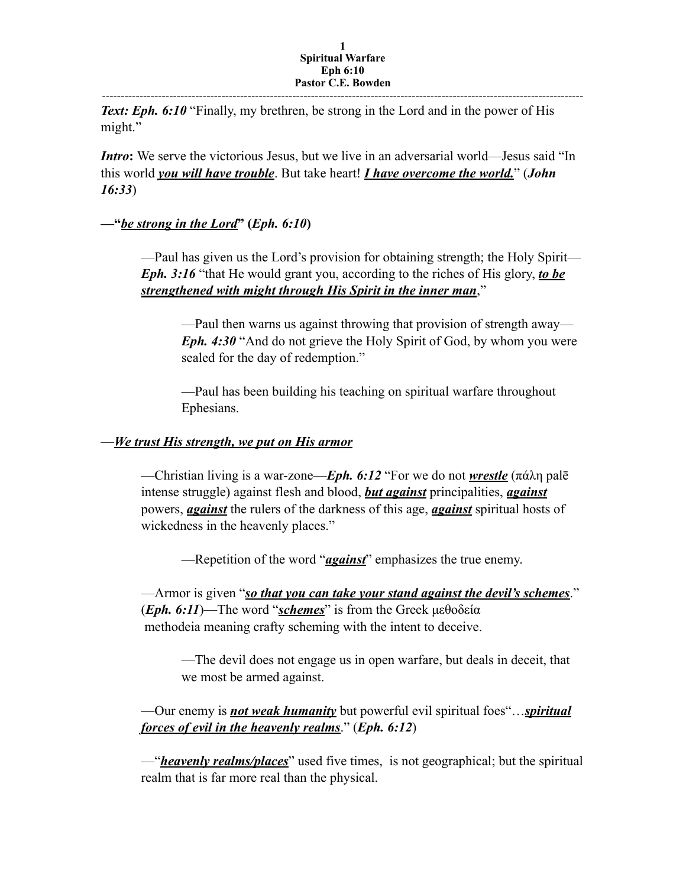**Spiritual Warfare**
**Eph 6:10**
**Pastor C.E. Bowden**

---

***Text: Eph. 6:10*** "Finally, my brethren, be strong in the Lord and in the power of His might."

***Intro*:** We serve the victorious Jesus, but we live in an adversarial world—Jesus said "In this world ***you will have trouble***. But take heart! ***I have overcome the world.***" (***John 16:33***)

**—"*be strong in the Lord*" (*Eph. 6:10*)**

> —Paul has given us the Lord's provision for obtaining strength; the Holy Spirit—***Eph. 3:16*** "that He would grant you, according to the riches of His glory, ***to be strengthened with might through His Spirit in the inner man***,"
>
> > —Paul then warns us against throwing that provision of strength away—***Eph. 4:30*** "And do not grieve the Holy Spirit of God, by whom you were sealed for the day of redemption."
> >
> > —Paul has been building his teaching on spiritual warfare throughout Ephesians.

—***We trust His strength, we put on His armor***

> —Christian living is a war-zone—***Eph. 6:12*** "For we do not ***wrestle*** (πάλη palē intense struggle) against flesh and blood, ***but against*** principalities, ***against*** powers, ***against*** the rulers of the darkness of this age, ***against*** spiritual hosts of wickedness in the heavenly places."
>
> > —Repetition of the word "***against***" emphasizes the true enemy.
>
> —Armor is given "***so that you can take your stand against the devil's schemes***." (***Eph. 6:11***)—The word "***schemes***" is from the Greek μεθοδεία methodeia meaning crafty scheming with the intent to deceive.
>
> > —The devil does not engage us in open warfare, but deals in deceit, that we most be armed against.
>
> —Our enemy is ***not weak humanity*** but powerful evil spiritual foes"…***spiritual forces of evil in the heavenly realms***." (***Eph. 6:12***)
>
> —"***heavenly realms/places***" used five times, is not geographical; but the spiritual realm that is far more real than the physical.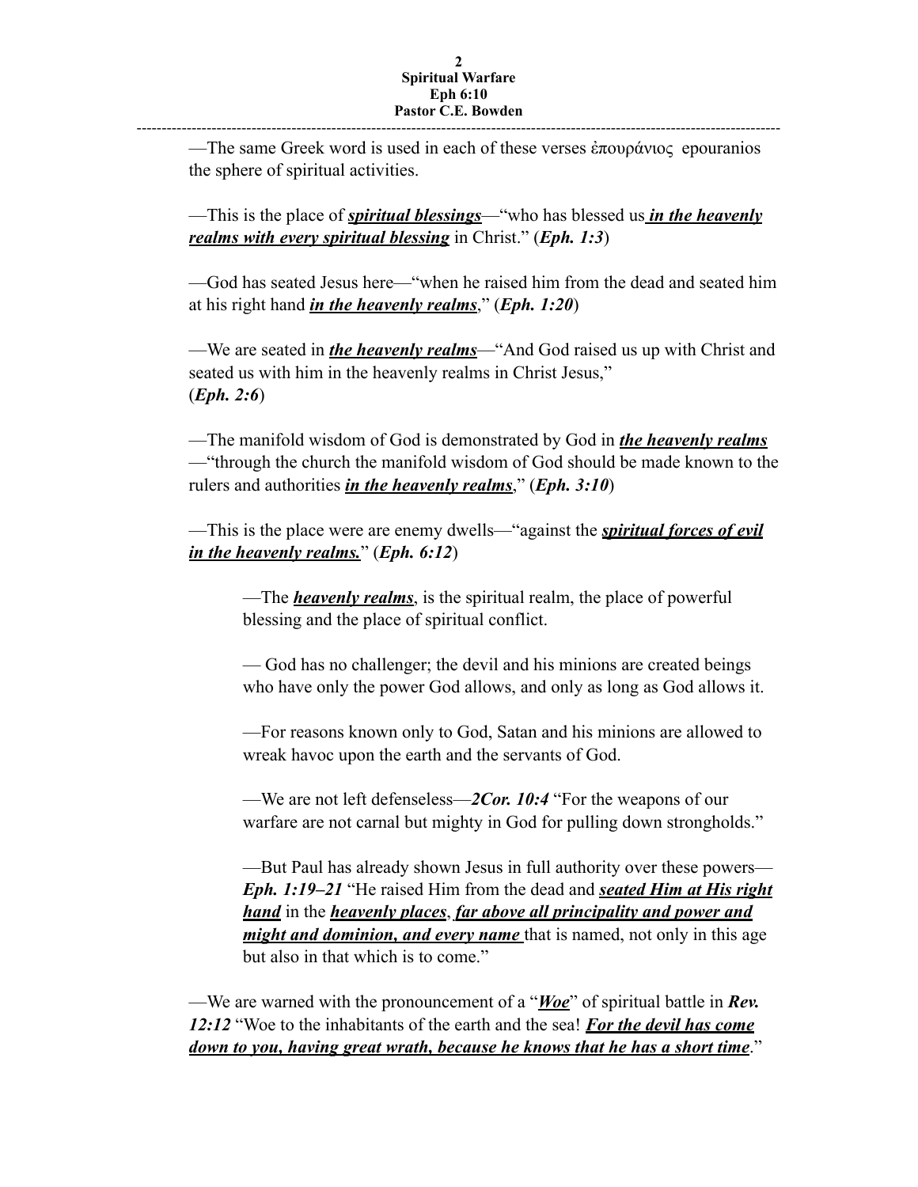—The same Greek word is used in each of these verses ἐπουράνιος epouranios the sphere of spiritual activities.

—This is the place of ***<u>spiritual blessings</u>***—"who has blessed us ***<u>in the heavenly realms with every spiritual blessing</u>*** in Christ." (***Eph. 1:3***)

—God has seated Jesus here—"when he raised him from the dead and seated him at his right hand ***<u>in the heavenly realms</u>***," (***Eph. 1:20***)

—We are seated in ***<u>the heavenly realms</u>***—"And God raised us up with Christ and seated us with him in the heavenly realms in Christ Jesus," (***Eph. 2:6***)

—The manifold wisdom of God is demonstrated by God in ***<u>the heavenly realms</u>*** —"through the church the manifold wisdom of God should be made known to the rulers and authorities ***<u>in the heavenly realms</u>***," (***Eph. 3:10***)

—This is the place were are enemy dwells—"against the ***<u>spiritual forces of evil in the heavenly realms.</u>***" (***Eph. 6:12***)

> —The ***<u>heavenly realms</u>***, is the spiritual realm, the place of powerful blessing and the place of spiritual conflict.
>
> — God has no challenger; the devil and his minions are created beings who have only the power God allows, and only as long as God allows it.
>
> —For reasons known only to God, Satan and his minions are allowed to wreak havoc upon the earth and the servants of God.
>
> —We are not left defenseless—***2Cor. 10:4*** "For the weapons of our warfare are not carnal but mighty in God for pulling down strongholds."
>
> —But Paul has already shown Jesus in full authority over these powers—***Eph. 1:19–21*** "He raised Him from the dead and ***<u>seated Him at His right hand</u>*** in the ***<u>heavenly places</u>***, ***<u>far above all principality and power and might and dominion, and every name</u>*** that is named, not only in this age but also in that which is to come."

—We are warned with the pronouncement of a "***<u>Woe</u>***" of spiritual battle in ***Rev. 12:12*** "Woe to the inhabitants of the earth and the sea! ***<u>For the devil has come down to you, having great wrath, because he knows that he has a short time</u>***."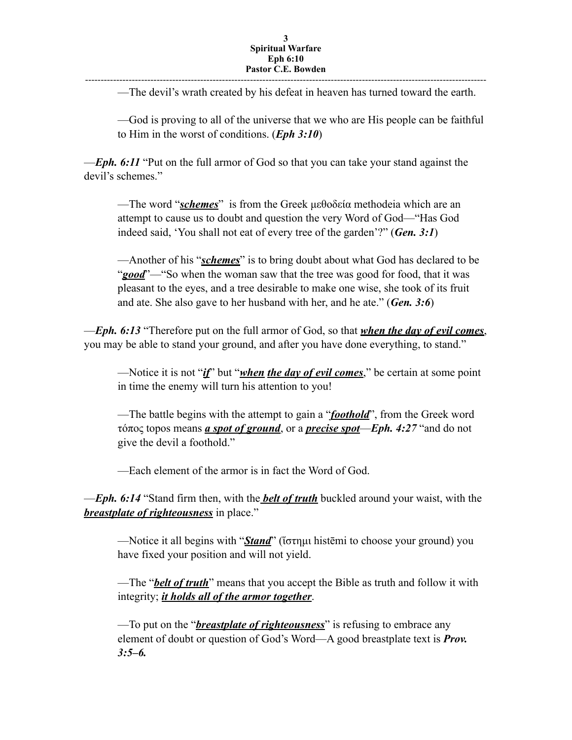—The devil's wrath created by his defeat in heaven has turned toward the earth.

—God is proving to all of the universe that we who are His people can be faithful to Him in the worst of conditions. (***Eph 3:10***)

—***Eph. 6:11*** "Put on the full armor of God so that you can take your stand against the devil's schemes."

—The word "***<u>schemes</u>***" is from the Greek μεθοδεία methodeia which are an attempt to cause us to doubt and question the very Word of God—"Has God indeed said, 'You shall not eat of every tree of the garden'?" (***Gen. 3:1***)

—Another of his "***<u>schemes</u>***" is to bring doubt about what God has declared to be "***<u>good</u>***"—"So when the woman saw that the tree was good for food, that it was pleasant to the eyes, and a tree desirable to make one wise, she took of its fruit and ate. She also gave to her husband with her, and he ate." (***Gen. 3:6***)

—***Eph. 6:13*** "Therefore put on the full armor of God, so that ***<u>when the day of evil comes</u>***, you may be able to stand your ground, and after you have done everything, to stand."

—Notice it is not "***<u>if</u>***" but "***<u>when</u> <u>the day of evil comes</u>***," be certain at some point in time the enemy will turn his attention to you!

—The battle begins with the attempt to gain a "***<u>foothold</u>***", from the Greek word τόπος topos means ***<u>a spot of ground</u>***, or a ***<u>precise spot</u>***—***Eph. 4:27*** "and do not give the devil a foothold."

—Each element of the armor is in fact the Word of God.

—***Eph. 6:14*** "Stand firm then, with the ***<u>belt of truth</u>*** buckled around your waist, with the ***<u>breastplate of righteousness</u>*** in place."

—Notice it all begins with "***<u>Stand</u>***" (ἵστημι histēmi to choose your ground) you have fixed your position and will not yield.

—The "***<u>belt of truth</u>***" means that you accept the Bible as truth and follow it with integrity; ***<u>it holds all of the armor together</u>***.

—To put on the "***<u>breastplate of righteousness</u>***" is refusing to embrace any element of doubt or question of God's Word—A good breastplate text is ***Prov. 3:5–6.***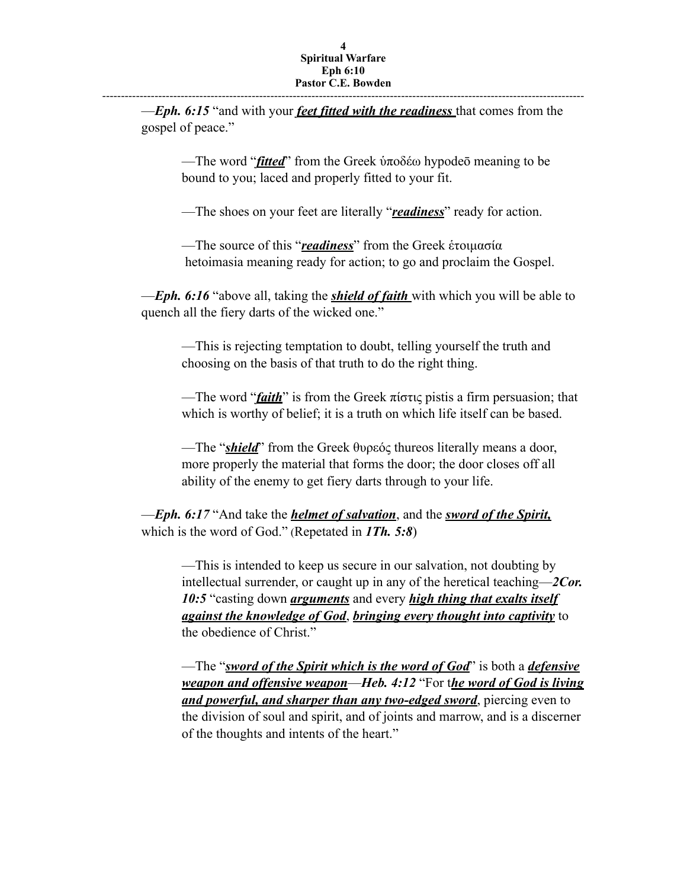—***Eph. 6:15*** "and with your ***feet fitted with the readiness*** that comes from the gospel of peace."

> —The word "***fitted***" from the Greek ὑποδέω hypodeō meaning to be bound to you; laced and properly fitted to your fit.
>
> —The shoes on your feet are literally "***readiness***" ready for action.
>
> —The source of this "***readiness***" from the Greek ἑτοιμασία hetoimasia meaning ready for action; to go and proclaim the Gospel.

—***Eph. 6:16*** "above all, taking the ***shield of faith*** with which you will be able to quench all the fiery darts of the wicked one."

> —This is rejecting temptation to doubt, telling yourself the truth and choosing on the basis of that truth to do the right thing.
>
> —The word "***faith***" is from the Greek πίστις pistis a firm persuasion; that which is worthy of belief; it is a truth on which life itself can be based.
>
> —The "***shield***" from the Greek θυρεός thureos literally means a door, more properly the material that forms the door; the door closes off all ability of the enemy to get fiery darts through to your life.

—***Eph. 6:17*** "And take the ***helmet of salvation***, and the ***sword of the Spirit,*** which is the word of God." (Repeated in ***1Th. 5:8***)

> —This is intended to keep us secure in our salvation, not doubting by intellectual surrender, or caught up in any of the heretical teaching—***2Cor. 10:5*** "casting down ***arguments*** and every ***high thing that exalts itself against the knowledge of God***, ***bringing every thought into captivity*** to the obedience of Christ."
>
> —The "***sword of the Spirit which is the word of God***" is both a ***defensive weapon and offensive weapon***—***Heb. 4:12*** "For t***he word of God is living and powerful, and sharper than any two-edged sword***, piercing even to the division of soul and spirit, and of joints and marrow, and is a discerner of the thoughts and intents of the heart."